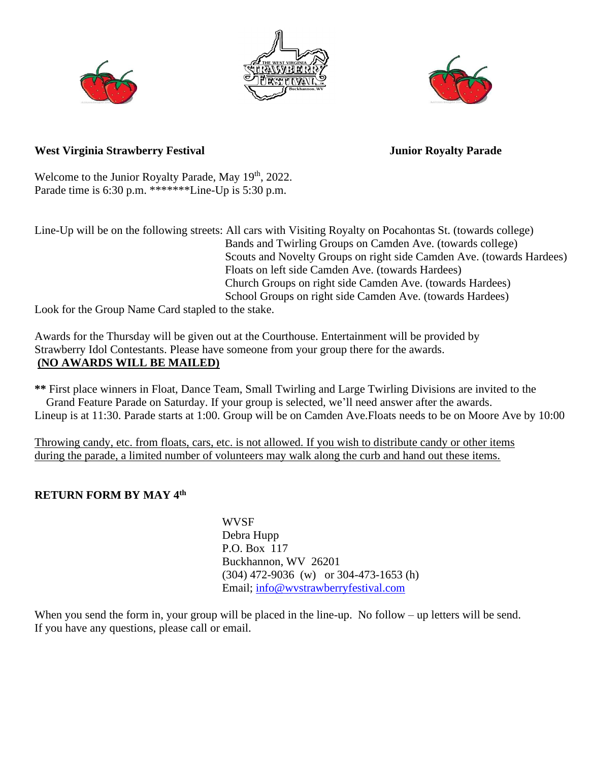**West Virginia Strawberry Festival** **Junior Royalty Parade**

Welcome to the Junior Royalty Parade, May 19th, 2022.
Parade time is 6:30 p.m. *******Line-Up is 5:30 p.m.

Line-Up will be on the following streets: All cars with Visiting Royalty on Pocahontas St. (towards college)
Bands and Twirling Groups on Camden Ave. (towards college)
Scouts and Novelty Groups on right side Camden Ave. (towards Hardees)
Floats on left side Camden Ave. (towards Hardees)
Church Groups on right side Camden Ave. (towards Hardees)
School Groups on right side Camden Ave. (towards Hardees)

Look for the Group Name Card stapled to the stake.

Awards for the Thursday will be given out at the Courthouse. Entertainment will be provided by Strawberry Idol Contestants. Please have someone from your group there for the awards.
**(NO AWARDS WILL BE MAILED)**

**\*\*** First place winners in Float, Dance Team, Small Twirling and Large Twirling Divisions are invited to the Grand Feature Parade on Saturday. If your group is selected, we'll need answer after the awards.
Lineup is at 11:30. Parade starts at 1:00. Group will be on Camden Ave.Floats needs to be on Moore Ave by 10:00

Throwing candy, etc. from floats, cars, etc. is not allowed. If you wish to distribute candy or other items during the parade, a limited number of volunteers may walk along the curb and hand out these items.

**RETURN FORM BY MAY 4th**

WVSF
Debra Hupp
P.O. Box 117
Buckhannon, WV 26201
(304) 472-9036 (w) or 304-473-1653 (h)
Email; info@wvstrawberryfestival.com

When you send the form in, your group will be placed in the line-up. No follow – up letters will be send.
If you have any questions, please call or email.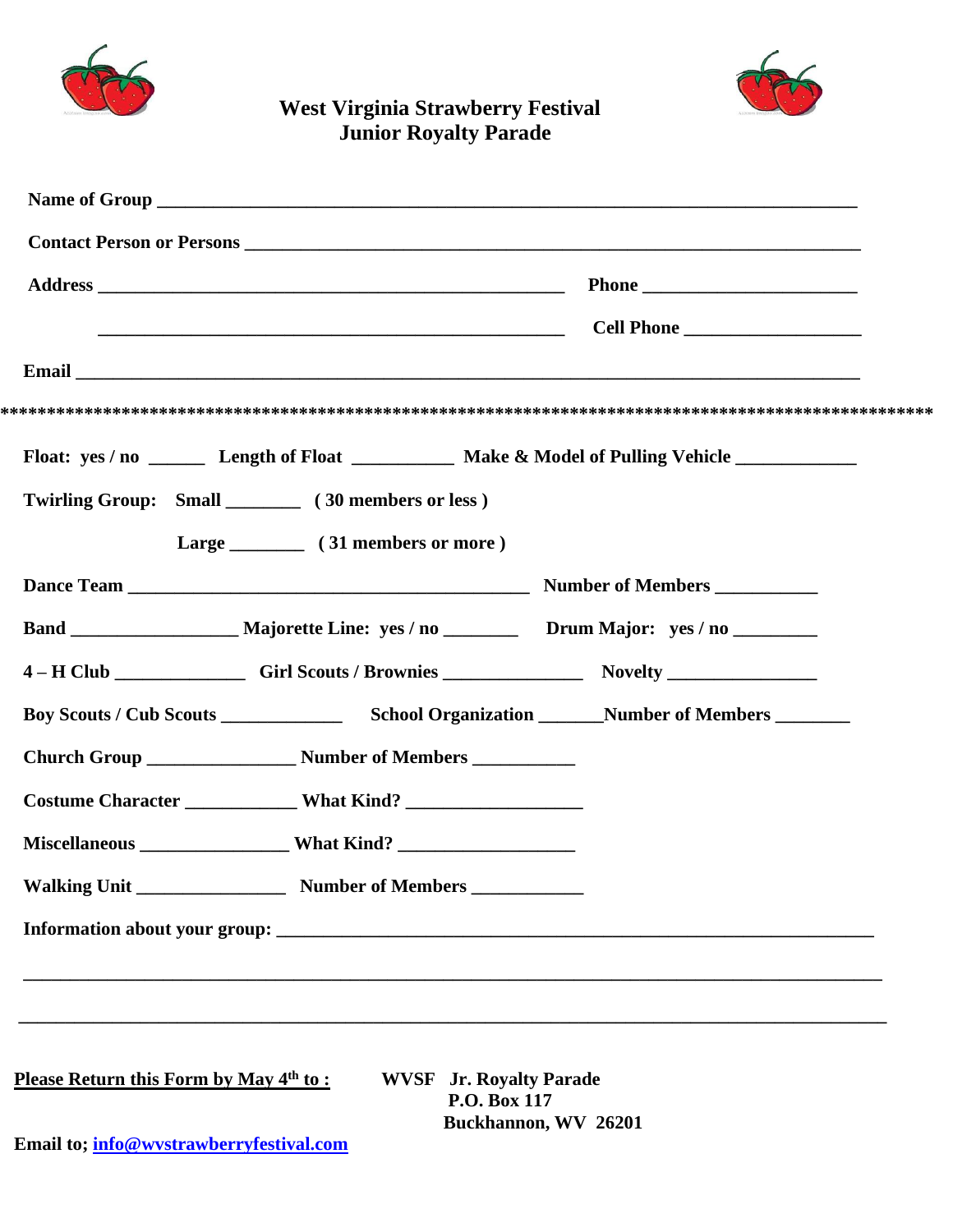# West Virginia Strawberry Festival
## Junior Royalty Parade

**Name of Group** ______________________________________________________________________________

**Contact Person or Persons** ____________________________________________________________________

**Address** ___________________________________________________ **Phone** ________________________

___________________________________________________ **Cell Phone** ___________________

**Email** _____________________________________________________________________________________

*****************************************************************************************************

**Float: yes / no** ______ **Length of Float** ___________ **Make & Model of Pulling Vehicle** _____________

**Twirling Group: Small** ________ **( 30 members or less )**

**Large** ________ **( 31 members or more )**

**Dance Team** _____________________________________________ **Number of Members** ___________

**Band** _________________ **Majorette Line: yes / no** ________ **Drum Major: yes / no** _________

**4 – H Club** ______________ **Girl Scouts / Brownies** _______________ **Novelty** ________________

**Boy Scouts / Cub Scouts** _____________ **School Organization** _______**Number of Members** ________

**Church Group** ________________ **Number of Members** ___________

**Costume Character** ____________ **What Kind?** ___________________

**Miscellaneous** ________________ **What Kind?** ___________________

**Walking Unit** ________________ **Number of Members** ____________

**Information about your group:** _________________________________________________________________

______________________________________________________________________________________________

______________________________________________________________________________________________

**Please Return this Form by May 4th to :** **WVSF Jr. Royalty Parade**
**P.O. Box 117**
**Buckhannon, WV 26201**

**Email to;** info@wvstrawberryfestival.com